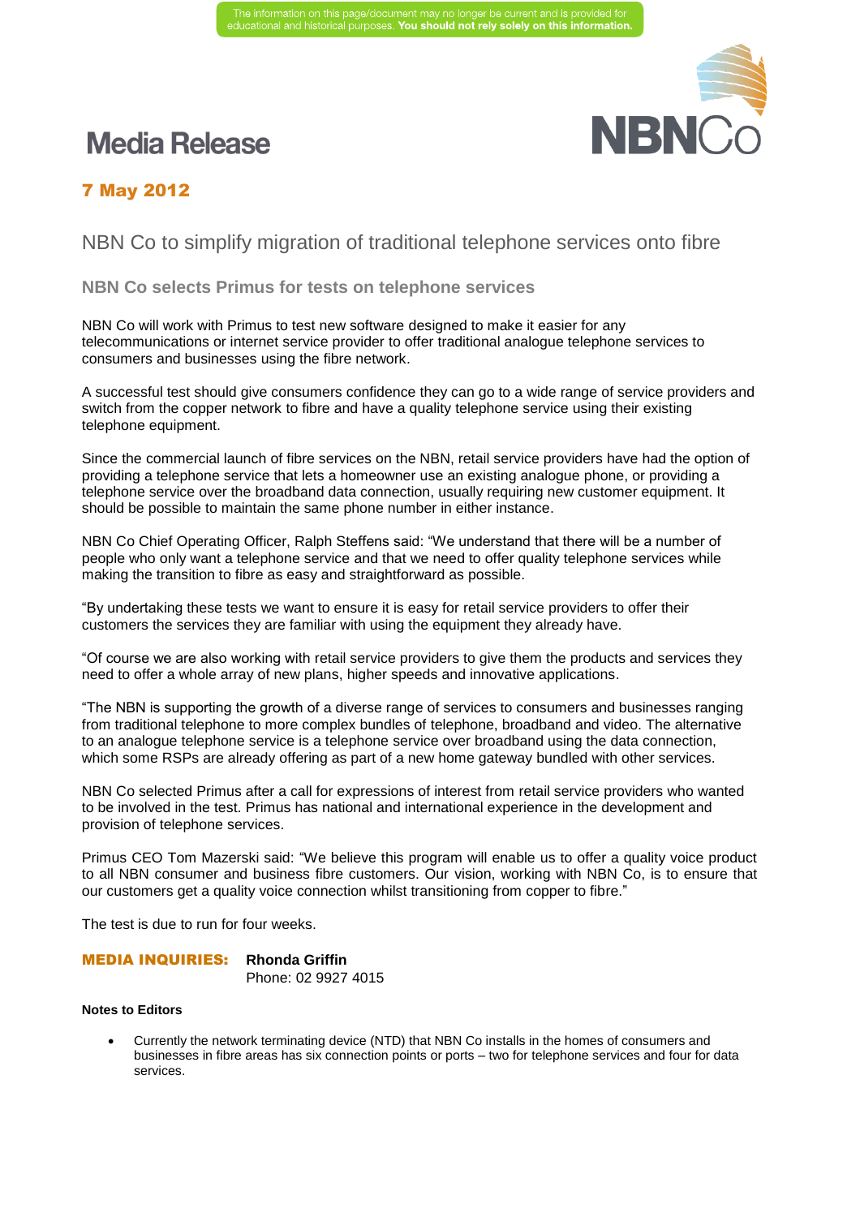The information on this page/document may no longer be current and is provided for educational and historical purposes. **You should not rely solely on this information.**

# Media Release

**7 May 2012**

## NBN Co to simplify migration of traditional telephone services onto fibre

### NBN Co selects Primus for tests on telephone services

NBN Co will work with Primus to test new software designed to make it easier for any telecommunications or internet service provider to offer traditional analogue telephone services to consumers and businesses using the fibre network.

A successful test should give consumers confidence they can go to a wide range of service providers and switch from the copper network to fibre and have a quality telephone service using their existing telephone equipment.

Since the commercial launch of fibre services on the NBN, retail service providers have had the option of providing a telephone service that lets a homeowner use an existing analogue phone, or providing a telephone service over the broadband data connection, usually requiring new customer equipment. It should be possible to maintain the same phone number in either instance.

NBN Co Chief Operating Officer, Ralph Steffens said: "We understand that there will be a number of people who only want a telephone service and that we need to offer quality telephone services while making the transition to fibre as easy and straightforward as possible.

"By undertaking these tests we want to ensure it is easy for retail service providers to offer their customers the services they are familiar with using the equipment they already have.

"Of course we are also working with retail service providers to give them the products and services they need to offer a whole array of new plans, higher speeds and innovative applications.

"The NBN is supporting the growth of a diverse range of services to consumers and businesses ranging from traditional telephone to more complex bundles of telephone, broadband and video. The alternative to an analogue telephone service is a telephone service over broadband using the data connection, which some RSPs are already offering as part of a new home gateway bundled with other services.

NBN Co selected Primus after a call for expressions of interest from retail service providers who wanted to be involved in the test. Primus has national and international experience in the development and provision of telephone services.

Primus CEO Tom Mazerski said: "We believe this program will enable us to offer a quality voice product to all NBN consumer and business fibre customers. Our vision, working with NBN Co, is to ensure that our customers get a quality voice connection whilst transitioning from copper to fibre."

The test is due to run for four weeks.

**MEDIA INQUIRIES:** **Rhonda Griffin**
Phone: 02 9927 4015

**Notes to Editors**

- Currently the network terminating device (NTD) that NBN Co installs in the homes of consumers and businesses in fibre areas has six connection points or ports – two for telephone services and four for data services.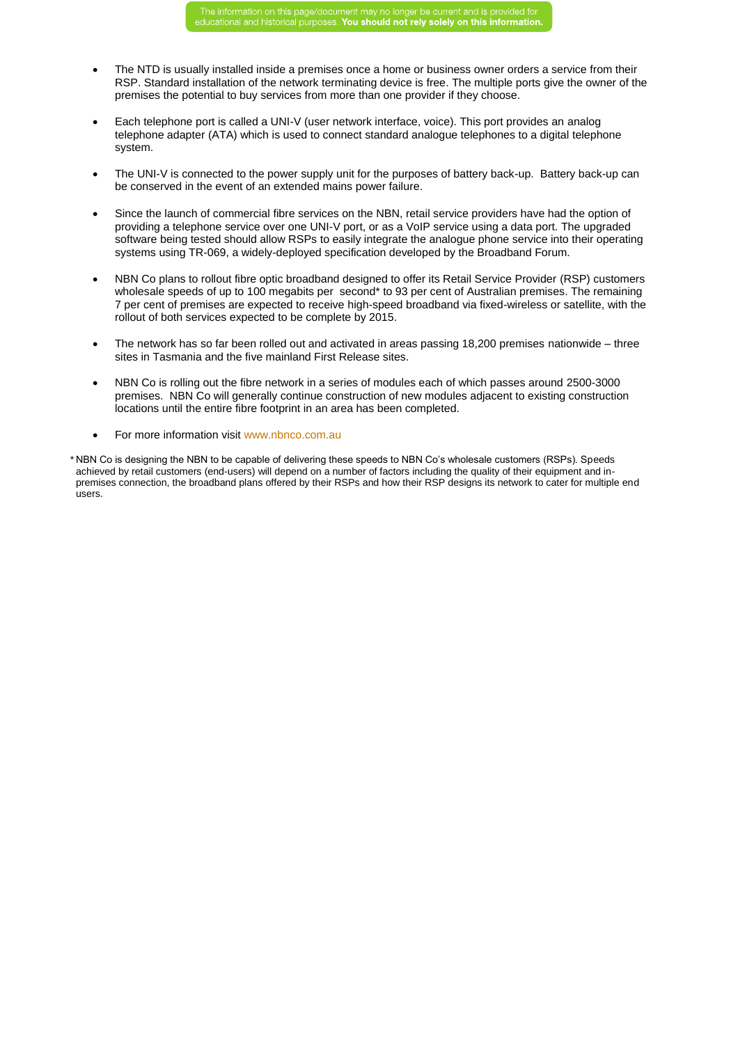The information on this page/document may no longer be current and is provided for educational and historical purposes. **You should not rely solely on this information.**

- The NTD is usually installed inside a premises once a home or business owner orders a service from their RSP. Standard installation of the network terminating device is free. The multiple ports give the owner of the premises the potential to buy services from more than one provider if they choose.

- Each telephone port is called a UNI-V (user network interface, voice). This port provides an analog telephone adapter (ATA) which is used to connect standard analogue telephones to a digital telephone system.

- The UNI-V is connected to the power supply unit for the purposes of battery back-up. Battery back-up can be conserved in the event of an extended mains power failure.

- Since the launch of commercial fibre services on the NBN, retail service providers have had the option of providing a telephone service over one UNI-V port, or as a VoIP service using a data port. The upgraded software being tested should allow RSPs to easily integrate the analogue phone service into their operating systems using TR-069, a widely-deployed specification developed by the Broadband Forum.

- NBN Co plans to rollout fibre optic broadband designed to offer its Retail Service Provider (RSP) customers wholesale speeds of up to 100 megabits per second* to 93 per cent of Australian premises. The remaining 7 per cent of premises are expected to receive high-speed broadband via fixed-wireless or satellite, with the rollout of both services expected to be complete by 2015.

- The network has so far been rolled out and activated in areas passing 18,200 premises nationwide – three sites in Tasmania and the five mainland First Release sites.

- NBN Co is rolling out the fibre network in a series of modules each of which passes around 2500-3000 premises. NBN Co will generally continue construction of new modules adjacent to existing construction locations until the entire fibre footprint in an area has been completed.

- For more information visit www.nbnco.com.au

* NBN Co is designing the NBN to be capable of delivering these speeds to NBN Co's wholesale customers (RSPs). Speeds achieved by retail customers (end-users) will depend on a number of factors including the quality of their equipment and in-premises connection, the broadband plans offered by their RSPs and how their RSP designs its network to cater for multiple end users.